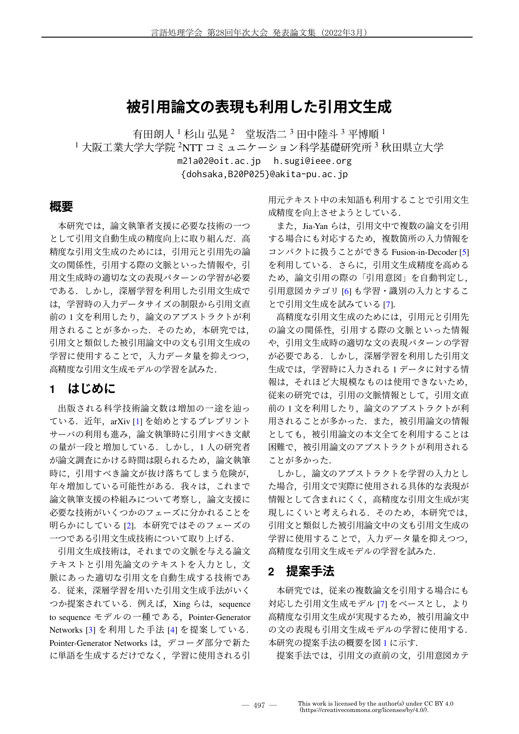# 被引用論文の表現も利用した引用文生成

有田朗人 [1] 杉山弘晃 [2] 堂坂浩二 [3] 田中陸斗 [3] 平博順 [1]

[1] 大阪工業大学大学院 [2] NTT コミュニケーション科学基礎研究所 [3] 秋田県立大学

m21a02@oit.ac.jp h.sugi@ieee.org

{dohsaka,B20P025}@akita-pu.ac.jp

## 概要

本研究では，論文執筆者支援に必要な技術の一つとして引用文自動生成の精度向上に取り組んだ．高精度な引用文生成のためには，引用元と引用先の論文の関係性，引用する際の文脈といった情報や，引用文生成時の適切な文の表現パターンの学習が必要である．しかし，深層学習を利用した引用文生成では，学習時の入力データサイズの制限から引用文直前の 1 文を利用したり，論文のアブストラクトが利用されることが多かった．そのため，本研究では，引用文と類似した被引用論文中の文も引用文生成の学習に使用することで，入力データ量を抑えつつ，高精度な引用文生成モデルの学習を試みた．

## 1 はじめに

出版される科学技術論文数は増加の一途を辿っている．近年，arXiv [1] を始めとするプレプリントサーバの利用も進み，論文執筆時に引用すべき文献の量が一段と増加している．しかし，1 人の研究者が論文調査にかける時間は限られるため，論文執筆時に，引用すべき論文が抜け落ちてしまう危険が，年々増加している可能性がある．我々は，これまで論文執筆支援の枠組みについて考察し，論文支援に必要な技術がいくつかのフェーズに分かれることを明らかにしている [2]．本研究ではそのフェーズの一つである引用文生成技術について取り上げる．

引用文生成技術は，それまでの文脈を与える論文テキストと引用先論文のテキストを入力とし，文脈にあった適切な引用文を自動生成する技術である．従来，深層学習を用いた引用文生成手法がいくつか提案されている．例えば，Xing らは，sequence to sequence モデルの一種である，Pointer-Generator Networks [3] を利用した手法 [4] を提案している．Pointer-Generator Networks は，デコーダ部分で新たに単語を生成するだけでなく，学習に使用される引用元テキスト中の未知語も利用することで引用文生成精度を向上させようとしている．

また，Jia-Yan らは，引用文中で複数の論文を引用する場合にも対応するため，複数箇所の入力情報をコンパクトに扱うことができる Fusion-in-Decoder [5] を利用している．さらに，引用文生成精度を高めるため，論文引用の際の「引用意図」を自動判定し，引用意図カテゴリ [6] も学習・識別の入力とすることで引用文生成を試みている [7]．

高精度な引用文生成のためには，引用元と引用先の論文の関係性，引用する際の文脈といった情報や，引用文生成時の適切な文の表現パターンの学習が必要である．しかし，深層学習を利用した引用文生成では，学習時に入力される 1 データに対する情報は，それほど大規模なものは使用できないため，従来の研究では，引用の文脈情報として，引用文直前の 1 文を利用したり，論文のアブストラクトが利用されることが多かった．また，被引用論文の情報としても，被引用論文の本文全てを利用することは困難で，被引用論文のアブストラクトが利用されることが多かった．

しかし，論文のアブストラクトを学習の入力とした場合，引用文で実際に使用される具体的な表現が情報として含まれにくく，高精度な引用文生成が実現しにくいと考えられる．そのため，本研究では，引用文と類似した被引用論文中の文も引用文生成の学習に使用することで，入力データ量を抑えつつ，高精度な引用文生成モデルの学習を試みた．

## 2 提案手法

本研究では，従来の複数論文を引用する場合にも対応した引用文生成モデル [7] をベースとし，より高精度な引用文生成が実現するため，被引用論文中の文の表現も引用文生成モデルの学習に使用する．本研究の提案手法の概要を図 1 に示す．

提案手法では，引用文の直前の文，引用意図カテ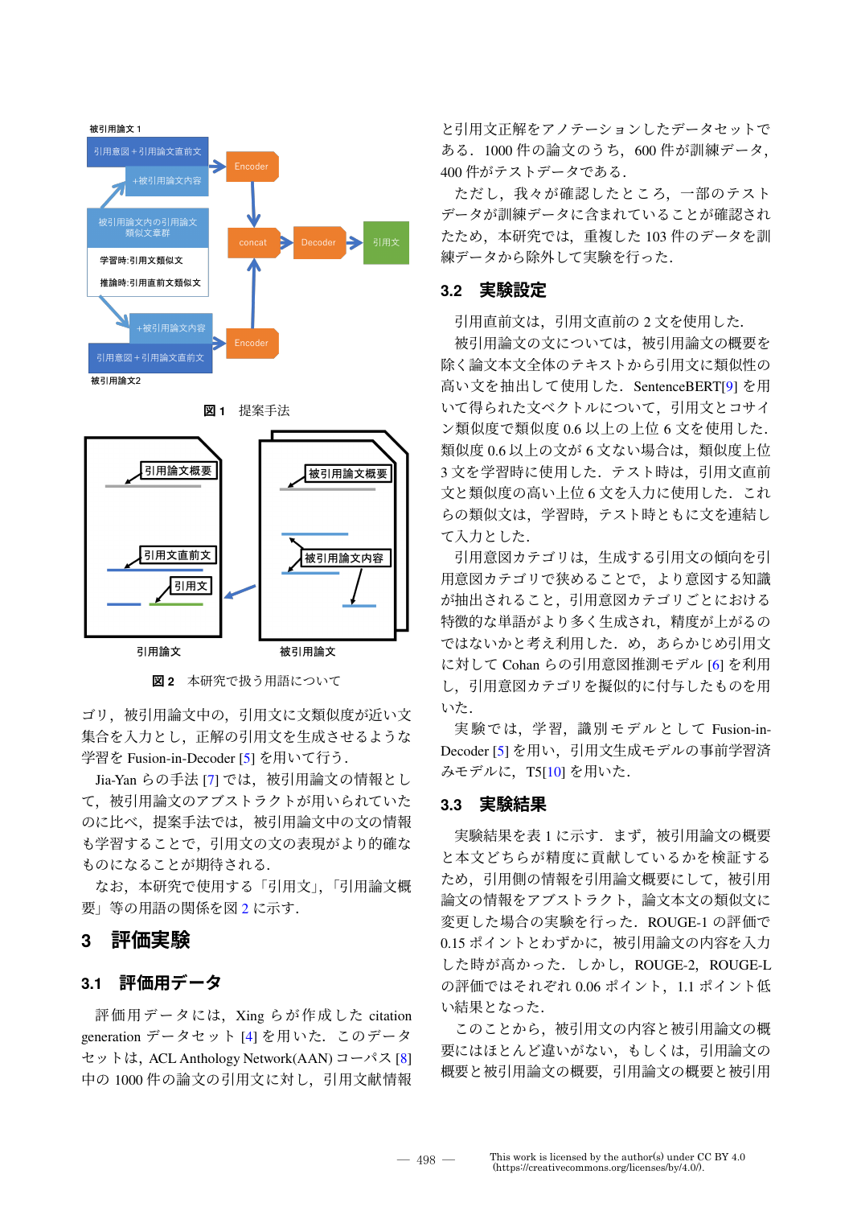図 1　提案手法

図 2　本研究で扱う用語について

ゴリ，被引用論文中の，引用文に文類似度が近い文集合を入力とし，正解の引用文を生成させるような学習を Fusion-in-Decoder [5] を用いて行う．

Jia-Yan らの手法 [7] では，被引用論文の情報として，被引用論文のアブストラクトが用いられていたのに比べ，提案手法では，被引用論文中の文の情報も学習することで，引用文の文の表現がより的確なものになることが期待される．

なお，本研究で使用する「引用文」，「引用論文概要」等の用語の関係を図 2 に示す．

## 3 評価実験

### 3.1 評価用データ

評価用データには，Xing らが作成した citation generation データセット [4] を用いた．このデータセットは，ACL Anthology Network(AAN) コーパス [8] 中の 1000 件の論文の引用文に対し，引用文献情報と引用文正解をアノテーションしたデータセットである．1000 件の論文のうち，600 件が訓練データ，400 件がテストデータである．

ただし，我々が確認したところ，一部のテストデータが訓練データに含まれていることが確認されたため，本研究では，重複した 103 件のデータを訓練データから除外して実験を行った．

### 3.2 実験設定

引用直前文は，引用文直前の 2 文を使用した．

被引用論文の文については，被引用論文の概要を除く論文本文全体のテキストから引用文に類似性の高い文を抽出して使用した．SentenceBERT[9] を用いて得られた文ベクトルについて，引用文とコサイン類似度で類似度 0.6 以上の上位 6 文を使用した．類似度 0.6 以上の文が 6 文ない場合は，類似度上位 3 文を学習時に使用した．テスト時は，引用文直前文と類似度の高い上位 6 文を入力に使用した．これらの類似文は，学習，テスト時ともに文を連結して入力とした．

引用意図カテゴリは，生成する引用文の傾向を引用意図カテゴリで狭めることで，より意図する知識が抽出されること，引用意図カテゴリごとにおける特徴的な単語がより多く生成され，精度が上がるのではないかと考え利用した．め，あらかじめ引用文に対して Cohan らの引用意図推測モデル [6] を利用し，引用意図カテゴリを擬似的に付与したものを用いた．

実験では，学習，識別モデルとして Fusion-in-Decoder [5] を用い，引用文生成モデルの事前学習済みモデルに，T5[10] を用いた．

### 3.3 実験結果

実験結果を表 1 に示す．まず，被引用論文の概要と本文どちらが精度に貢献しているかを検証するため，引用側の情報を引用論文概要にして，被引用論文の情報をアブストラクト，論文本文の類似文に変更した場合の実験を行った．ROUGE-1 の評価で 0.15 ポイントとわずかに，被引用論文の内容を入力した時が高かった．しかし，ROUGE-2，ROUGE-L の評価ではそれぞれ 0.06 ポイント，1.1 ポイント低い結果となった．

このことから，被引用文の内容と被引用論文の概要にはほとんど違いがない，もしくは，引用論文の概要と被引用論文の概要，引用論文の概要と被引用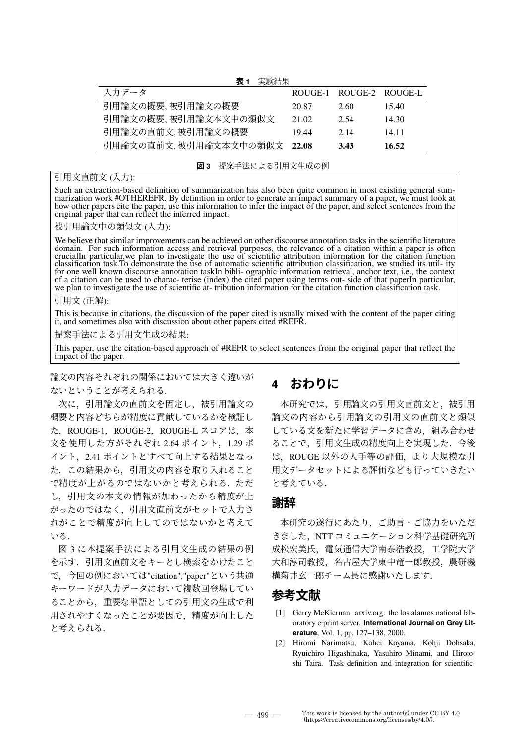**表 1** 実験結果

| 入力データ | ROUGE-1 | ROUGE-2 | ROUGE-L |
|---|---|---|---|
| 引用論文の概要, 被引用論文の概要 | 20.87 | 2.60 | 15.40 |
| 引用論文の概要, 被引用論文本文中の類似文 | 21.02 | 2.54 | 14.30 |
| 引用論文の直前文, 被引用論文の概要 | 19.44 | 2.14 | 14.11 |
| 引用論文の直前文, 被引用論文本文中の類似文 | **22.08** | **3.43** | **16.52** |

**図 3** 提案手法による引用文生成の例

引用文直前文 (入力):

Such an extraction-based definition of summarization has also been quite common in most existing general summarization work #OTHEREFR. By definition in order to generate an impact summary of a paper, we must look at how other papers cite the paper, use this information to infer the impact of the paper, and select sentences from the original paper that can reflect the inferred impact.

被引用論文中の類似文 (入力):

We believe that similar improvements can be achieved on other discourse annotation tasks in the scientific literature domain. For such information access and retrieval purposes, the relevance of a citation within a paper is often crucialIn particular,we plan to investigate the use of scientific attribution information for the citation function classification task.To demonstrate the use of automatic scientific attribution classification, we studied its util- ity for one well known discourse annotation taskIn bibli- ographic information retrieval, anchor text, i.e., the context of a citation can be used to charac- terise (index) the cited paper using terms out- side of that paperIn particular, we plan to investigate the use of scientific at- tribution information for the citation function classification task.

引用文 (正解):

This is because in citations, the discussion of the paper cited is usually mixed with the content of the paper citing it, and sometimes also with discussion about other papers cited #REFR.

提案手法による引用文生成の結果:

This paper, use the citation-based approach of #REFR to select sentences from the original paper that reflect the impact of the paper.

論文の内容それぞれの関係においては大きく違いがないということが考えられる．

次に，引用論文の直前文を固定し，被引用論文の概要と内容どちらが精度に貢献しているかを検証した．ROUGE-1，ROUGE-2，ROUGE-L スコアは，本文を使用した方がそれぞれ 2.64 ポイント，1.29 ポイント，2.41 ポイントとすべて向上する結果となった．この結果から，引用文の内容を取り入れることで精度が上がるのではないかと考えられる．ただし，引用文の本文の情報が加わったから精度が上がったのではなく，引用文直前文がセットで入力されがことで精度が向上してのではないかと考えている．

図 3 に本提案手法による引用文生成の結果の例を示す．引用文直前文をキーとし検索をかけたことで，今回の例においては"citation","paper"という共通キーワードが入力データにおいて複数回登場していることから，重要な単語としての引用文の生成で利用されやすくなったことが要因で，精度が向上したと考えられる．

## 4 おわりに

本研究では，引用論文の引用文直前文と，被引用論文の内容から引用論文の引用文の直前文と類似している文を新たに学習データに含め，組み合わせることで，引用文生成の精度向上を実現した．今後は，ROUGE 以外の人手等の評価，より大規模な引用文データセットによる評価なども行っていきたいと考えている．

## 謝辞

本研究の遂行にあたり，ご助言・ご協力をいただきました，NTT コミュニケーション科学基礎研究所成松宏美氏，電気通信大学南泰浩教授，工学院大学大和淳司教授，名古屋大学東中竜一郎教授，農研機構菊井玄一郎チーム長に感謝いたします．

## 参考文献

[1] Gerry McKiernan. arxiv.org: the los alamos national laboratory e-print server. **International Journal on Grey Literature**, Vol. 1, pp. 127–138, 2000.

[2] Hiromi Narimatsu, Kohei Koyama, Kohji Dohsaka, Ryuichiro Higashinaka, Yasuhiro Minami, and Hirotoshi Taira. Task definition and integration for scientific-

This work is licensed by the author(s) under CC BY 4.0 (https://creativecommons.org/licenses/by/4.0/).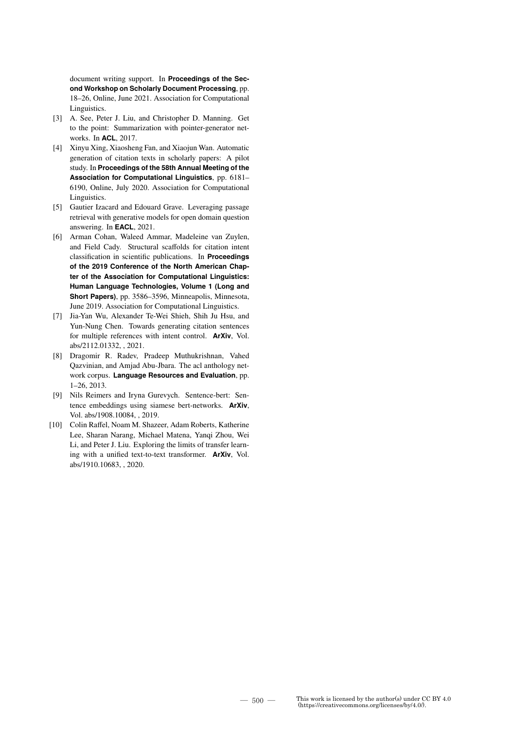document writing support. In **Proceedings of the Second Workshop on Scholarly Document Processing**, pp. 18–26, Online, June 2021. Association for Computational Linguistics.

[3] A. See, Peter J. Liu, and Christopher D. Manning. Get to the point: Summarization with pointer-generator networks. In **ACL**, 2017.

[4] Xinyu Xing, Xiaosheng Fan, and Xiaojun Wan. Automatic generation of citation texts in scholarly papers: A pilot study. In **Proceedings of the 58th Annual Meeting of the Association for Computational Linguistics**, pp. 6181–6190, Online, July 2020. Association for Computational Linguistics.

[5] Gautier Izacard and Edouard Grave. Leveraging passage retrieval with generative models for open domain question answering. In **EACL**, 2021.

[6] Arman Cohan, Waleed Ammar, Madeleine van Zuylen, and Field Cady. Structural scaffolds for citation intent classification in scientific publications. In **Proceedings of the 2019 Conference of the North American Chapter of the Association for Computational Linguistics: Human Language Technologies, Volume 1 (Long and Short Papers)**, pp. 3586–3596, Minneapolis, Minnesota, June 2019. Association for Computational Linguistics.

[7] Jia-Yan Wu, Alexander Te-Wei Shieh, Shih Ju Hsu, and Yun-Nung Chen. Towards generating citation sentences for multiple references with intent control. **ArXiv**, Vol. abs/2112.01332, , 2021.

[8] Dragomir R. Radev, Pradeep Muthukrishnan, Vahed Qazvinian, and Amjad Abu-Jbara. The acl anthology network corpus. **Language Resources and Evaluation**, pp. 1–26, 2013.

[9] Nils Reimers and Iryna Gurevych. Sentence-bert: Sentence embeddings using siamese bert-networks. **ArXiv**, Vol. abs/1908.10084, , 2019.

[10] Colin Raffel, Noam M. Shazeer, Adam Roberts, Katherine Lee, Sharan Narang, Michael Matena, Yanqi Zhou, Wei Li, and Peter J. Liu. Exploring the limits of transfer learning with a unified text-to-text transformer. **ArXiv**, Vol. abs/1910.10683, , 2020.

This work is licensed by the author(s) under CC BY 4.0 (https://creativecommons.org/licenses/by/4.0/).